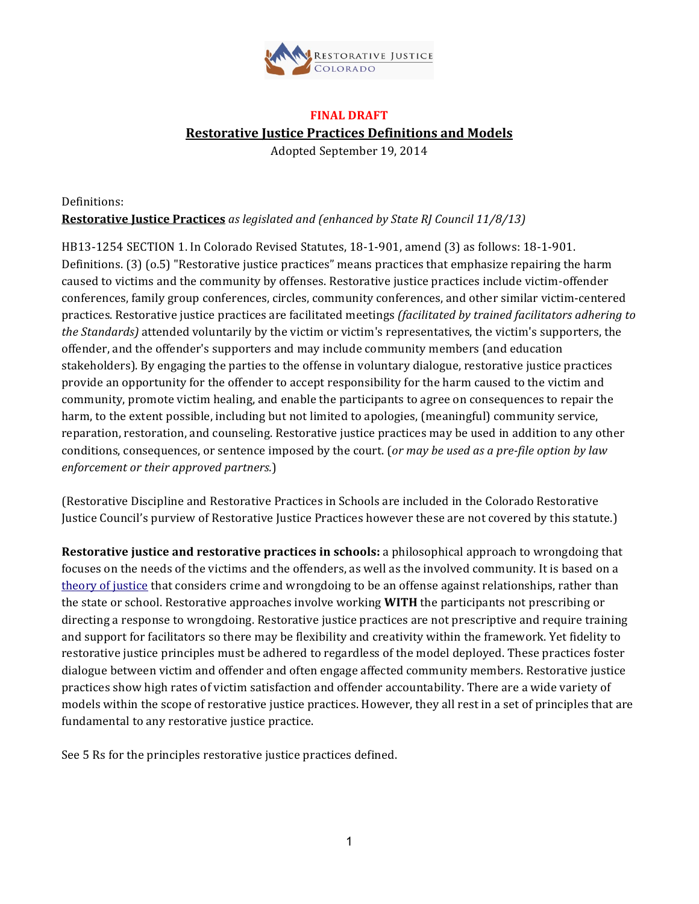**FINAL DRAFT**

## Restorative Justice Practices Definitions and Models

Adopted September 19, 2014

Definitions:

**Restorative Justice Practices** *as legislated and (enhanced by State RJ Council 11/8/13)*

HB13-1254 SECTION 1. In Colorado Revised Statutes, 18-1-901, amend (3) as follows: 18-1-901. Definitions. (3) (o.5) "Restorative justice practices" means practices that emphasize repairing the harm caused to victims and the community by offenses. Restorative justice practices include victim-offender conferences, family group conferences, circles, community conferences, and other similar victim-centered practices. Restorative justice practices are facilitated meetings *(facilitated by trained facilitators adhering to the Standards)* attended voluntarily by the victim or victim's representatives, the victim's supporters, the offender, and the offender's supporters and may include community members (and education stakeholders). By engaging the parties to the offense in voluntary dialogue, restorative justice practices provide an opportunity for the offender to accept responsibility for the harm caused to the victim and community, promote victim healing, and enable the participants to agree on consequences to repair the harm, to the extent possible, including but not limited to apologies, (meaningful) community service, reparation, restoration, and counseling. Restorative justice practices may be used in addition to any other conditions, consequences, or sentence imposed by the court. (*or may be used as a pre-file option by law enforcement or their approved partners.*)

(Restorative Discipline and Restorative Practices in Schools are included in the Colorado Restorative Justice Council's purview of Restorative Justice Practices however these are not covered by this statute.)

**Restorative justice and restorative practices in schools:** a philosophical approach to wrongdoing that focuses on the needs of the victims and the offenders, as well as the involved community. It is based on a theory of justice that considers crime and wrongdoing to be an offense against relationships, rather than the state or school. Restorative approaches involve working **WITH** the participants not prescribing or directing a response to wrongdoing. Restorative justice practices are not prescriptive and require training and support for facilitators so there may be flexibility and creativity within the framework. Yet fidelity to restorative justice principles must be adhered to regardless of the model deployed. These practices foster dialogue between victim and offender and often engage affected community members. Restorative justice practices show high rates of victim satisfaction and offender accountability. There are a wide variety of models within the scope of restorative justice practices. However, they all rest in a set of principles that are fundamental to any restorative justice practice.

See 5 Rs for the principles restorative justice practices defined.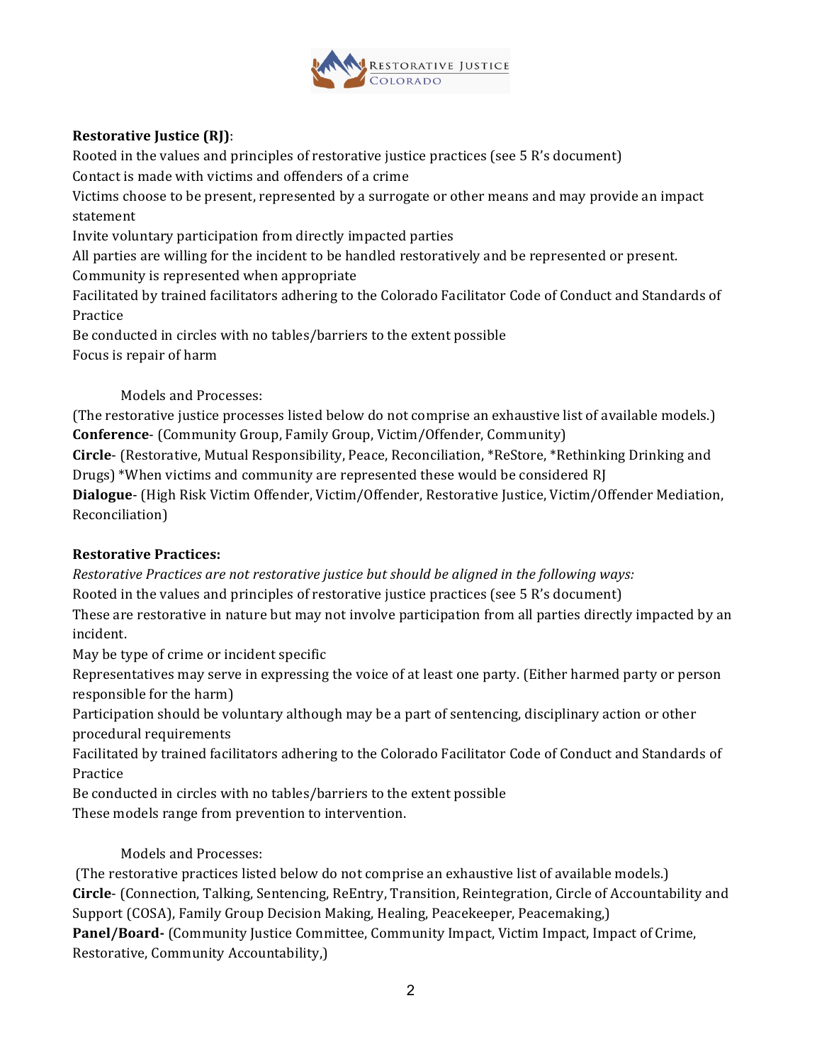**Restorative Justice (RJ)**:

Rooted in the values and principles of restorative justice practices (see 5 R's document)

Contact is made with victims and offenders of a crime

Victims choose to be present, represented by a surrogate or other means and may provide an impact statement

Invite voluntary participation from directly impacted parties

All parties are willing for the incident to be handled restoratively and be represented or present.

Community is represented when appropriate

Facilitated by trained facilitators adhering to the Colorado Facilitator Code of Conduct and Standards of Practice

Be conducted in circles with no tables/barriers to the extent possible

Focus is repair of harm

Models and Processes:

(The restorative justice processes listed below do not comprise an exhaustive list of available models.)

**Conference**- (Community Group, Family Group, Victim/Offender, Community)

**Circle**- (Restorative, Mutual Responsibility, Peace, Reconciliation, *ReStore, *Rethinking Drinking and Drugs) *When victims and community are represented these would be considered RJ

**Dialogue**- (High Risk Victim Offender, Victim/Offender, Restorative Justice, Victim/Offender Mediation, Reconciliation)

**Restorative Practices:**

*Restorative Practices are not restorative justice but should be aligned in the following ways:*

Rooted in the values and principles of restorative justice practices (see 5 R's document)

These are restorative in nature but may not involve participation from all parties directly impacted by an incident.

May be type of crime or incident specific

Representatives may serve in expressing the voice of at least one party. (Either harmed party or person responsible for the harm)

Participation should be voluntary although may be a part of sentencing, disciplinary action or other procedural requirements

Facilitated by trained facilitators adhering to the Colorado Facilitator Code of Conduct and Standards of Practice

Be conducted in circles with no tables/barriers to the extent possible

These models range from prevention to intervention.

Models and Processes:

(The restorative practices listed below do not comprise an exhaustive list of available models.)

**Circle**- (Connection, Talking, Sentencing, ReEntry, Transition, Reintegration, Circle of Accountability and Support (COSA), Family Group Decision Making, Healing, Peacekeeper, Peacemaking,)

**Panel/Board-** (Community Justice Committee, Community Impact, Victim Impact, Impact of Crime, Restorative, Community Accountability,)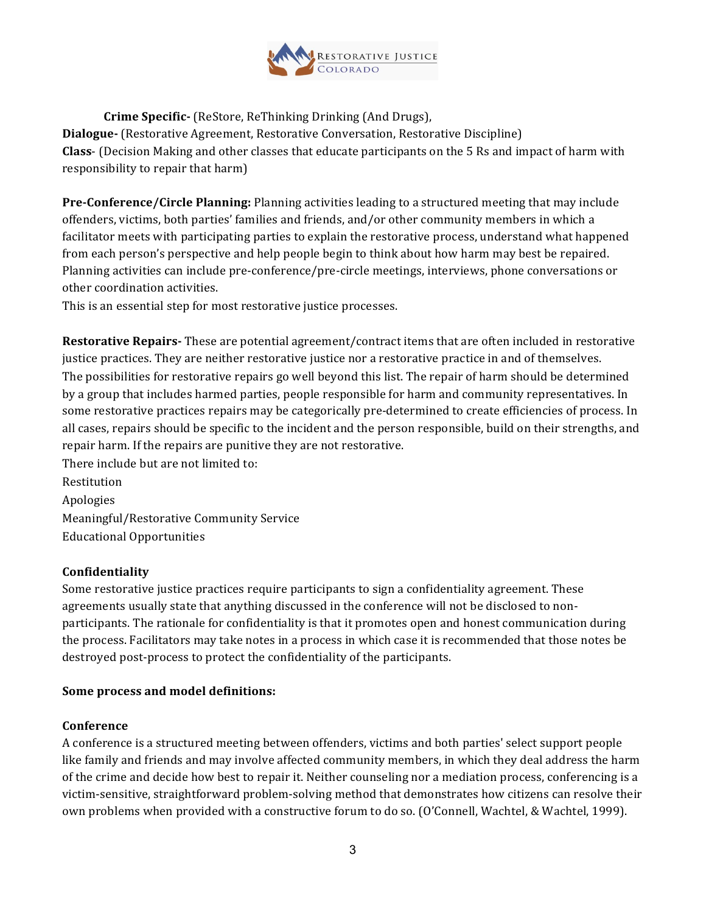**Crime Specific-** (ReStore, ReThinking Drinking (And Drugs),
**Dialogue-** (Restorative Agreement, Restorative Conversation, Restorative Discipline)
**Class**- (Decision Making and other classes that educate participants on the 5 Rs and impact of harm with responsibility to repair that harm)

**Pre-Conference/Circle Planning:** Planning activities leading to a structured meeting that may include offenders, victims, both parties' families and friends, and/or other community members in which a facilitator meets with participating parties to explain the restorative process, understand what happened from each person's perspective and help people begin to think about how harm may best be repaired. Planning activities can include pre-conference/pre-circle meetings, interviews, phone conversations or other coordination activities.
This is an essential step for most restorative justice processes.

**Restorative Repairs-** These are potential agreement/contract items that are often included in restorative justice practices. They are neither restorative justice nor a restorative practice in and of themselves. The possibilities for restorative repairs go well beyond this list. The repair of harm should be determined by a group that includes harmed parties, people responsible for harm and community representatives. In some restorative practices repairs may be categorically pre-determined to create efficiencies of process. In all cases, repairs should be specific to the incident and the person responsible, build on their strengths, and repair harm. If the repairs are punitive they are not restorative.
There include but are not limited to:
Restitution
Apologies
Meaningful/Restorative Community Service
Educational Opportunities

**Confidentiality**
Some restorative justice practices require participants to sign a confidentiality agreement. These agreements usually state that anything discussed in the conference will not be disclosed to non-participants. The rationale for confidentiality is that it promotes open and honest communication during the process. Facilitators may take notes in a process in which case it is recommended that those notes be destroyed post-process to protect the confidentiality of the participants.

**Some process and model definitions:**

**Conference**
A conference is a structured meeting between offenders, victims and both parties' select support people like family and friends and may involve affected community members, in which they deal address the harm of the crime and decide how best to repair it. Neither counseling nor a mediation process, conferencing is a victim-sensitive, straightforward problem-solving method that demonstrates how citizens can resolve their own problems when provided with a constructive forum to do so. (O'Connell, Wachtel, & Wachtel, 1999).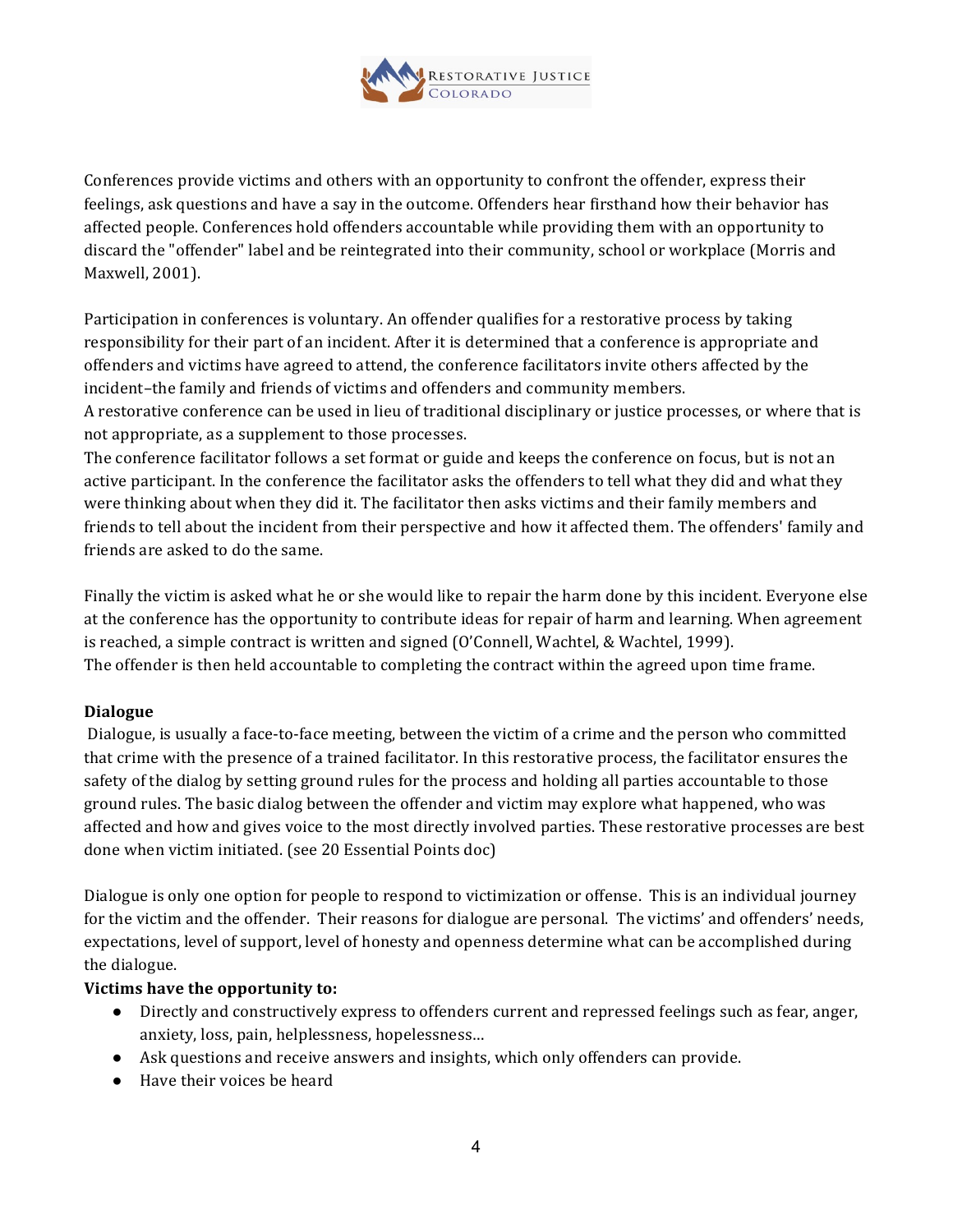Conferences provide victims and others with an opportunity to confront the offender, express their feelings, ask questions and have a say in the outcome. Offenders hear firsthand how their behavior has affected people. Conferences hold offenders accountable while providing them with an opportunity to discard the "offender" label and be reintegrated into their community, school or workplace (Morris and Maxwell, 2001).

Participation in conferences is voluntary. An offender qualifies for a restorative process by taking responsibility for their part of an incident. After it is determined that a conference is appropriate and offenders and victims have agreed to attend, the conference facilitators invite others affected by the incident–the family and friends of victims and offenders and community members.
A restorative conference can be used in lieu of traditional disciplinary or justice processes, or where that is not appropriate, as a supplement to those processes.
The conference facilitator follows a set format or guide and keeps the conference on focus, but is not an active participant. In the conference the facilitator asks the offenders to tell what they did and what they were thinking about when they did it. The facilitator then asks victims and their family members and friends to tell about the incident from their perspective and how it affected them. The offenders' family and friends are asked to do the same.

Finally the victim is asked what he or she would like to repair the harm done by this incident. Everyone else at the conference has the opportunity to contribute ideas for repair of harm and learning. When agreement is reached, a simple contract is written and signed (O'Connell, Wachtel, & Wachtel, 1999).
The offender is then held accountable to completing the contract within the agreed upon time frame.

**Dialogue**

Dialogue, is usually a face-to-face meeting, between the victim of a crime and the person who committed that crime with the presence of a trained facilitator. In this restorative process, the facilitator ensures the safety of the dialog by setting ground rules for the process and holding all parties accountable to those ground rules. The basic dialog between the offender and victim may explore what happened, who was affected and how and gives voice to the most directly involved parties. These restorative processes are best done when victim initiated. (see 20 Essential Points doc)

Dialogue is only one option for people to respond to victimization or offense. This is an individual journey for the victim and the offender. Their reasons for dialogue are personal. The victims' and offenders' needs, expectations, level of support, level of honesty and openness determine what can be accomplished during the dialogue.

**Victims have the opportunity to:**

- Directly and constructively express to offenders current and repressed feelings such as fear, anger, anxiety, loss, pain, helplessness, hopelessness…
- Ask questions and receive answers and insights, which only offenders can provide.
- Have their voices be heard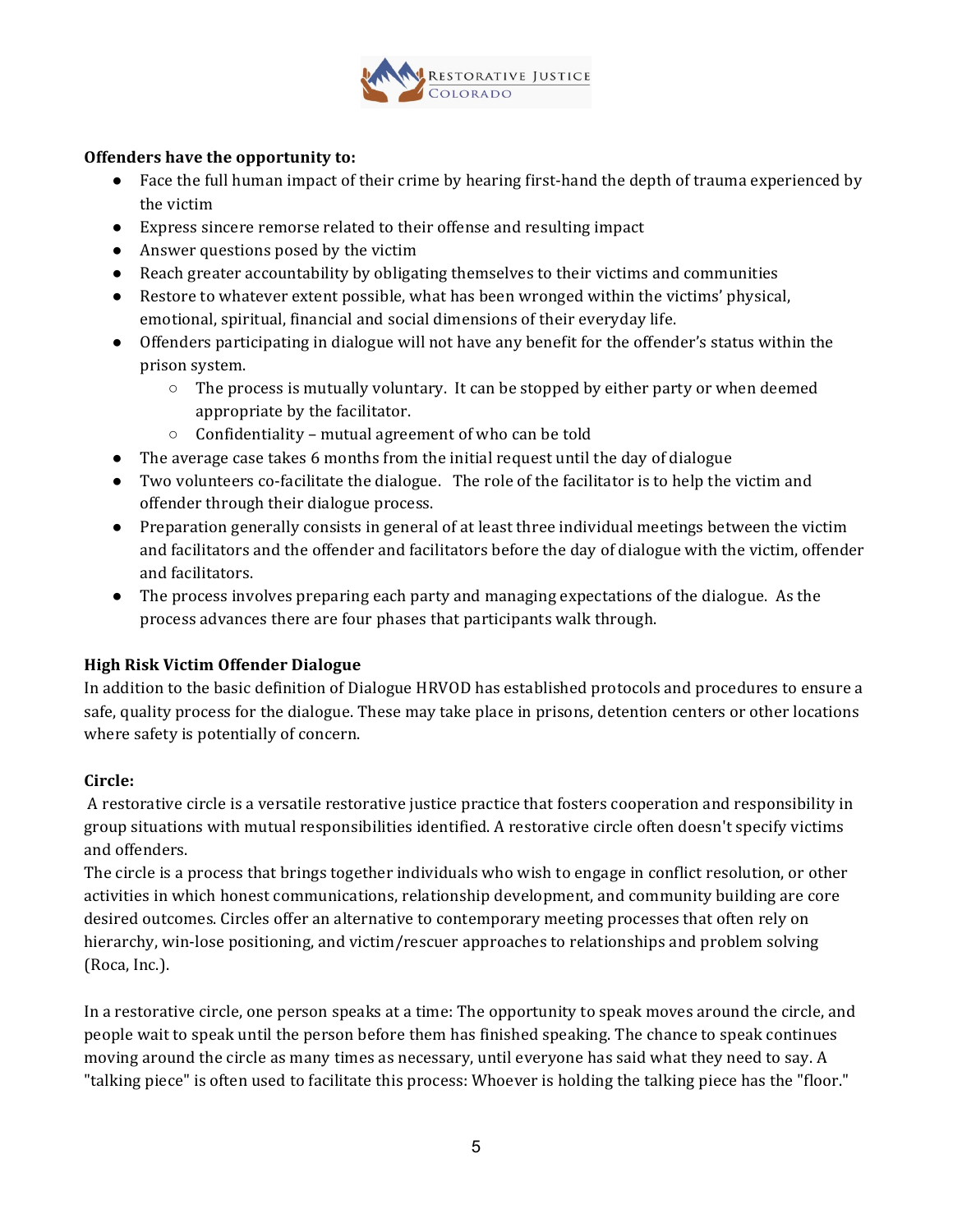**Offenders have the opportunity to:**

- Face the full human impact of their crime by hearing first-hand the depth of trauma experienced by the victim
- Express sincere remorse related to their offense and resulting impact
- Answer questions posed by the victim
- Reach greater accountability by obligating themselves to their victims and communities
- Restore to whatever extent possible, what has been wronged within the victims' physical, emotional, spiritual, financial and social dimensions of their everyday life.
- Offenders participating in dialogue will not have any benefit for the offender's status within the prison system.
  - The process is mutually voluntary. It can be stopped by either party or when deemed appropriate by the facilitator.
  - Confidentiality – mutual agreement of who can be told
- The average case takes 6 months from the initial request until the day of dialogue
- Two volunteers co-facilitate the dialogue. The role of the facilitator is to help the victim and offender through their dialogue process.
- Preparation generally consists in general of at least three individual meetings between the victim and facilitators and the offender and facilitators before the day of dialogue with the victim, offender and facilitators.
- The process involves preparing each party and managing expectations of the dialogue. As the process advances there are four phases that participants walk through.

**High Risk Victim Offender Dialogue**

In addition to the basic definition of Dialogue HRVOD has established protocols and procedures to ensure a safe, quality process for the dialogue. These may take place in prisons, detention centers or other locations where safety is potentially of concern.

**Circle:**

A restorative circle is a versatile restorative justice practice that fosters cooperation and responsibility in group situations with mutual responsibilities identified. A restorative circle often doesn't specify victims and offenders.

The circle is a process that brings together individuals who wish to engage in conflict resolution, or other activities in which honest communications, relationship development, and community building are core desired outcomes. Circles offer an alternative to contemporary meeting processes that often rely on hierarchy, win-lose positioning, and victim/rescuer approaches to relationships and problem solving (Roca, Inc.).

In a restorative circle, one person speaks at a time: The opportunity to speak moves around the circle, and people wait to speak until the person before them has finished speaking. The chance to speak continues moving around the circle as many times as necessary, until everyone has said what they need to say. A "talking piece" is often used to facilitate this process: Whoever is holding the talking piece has the "floor."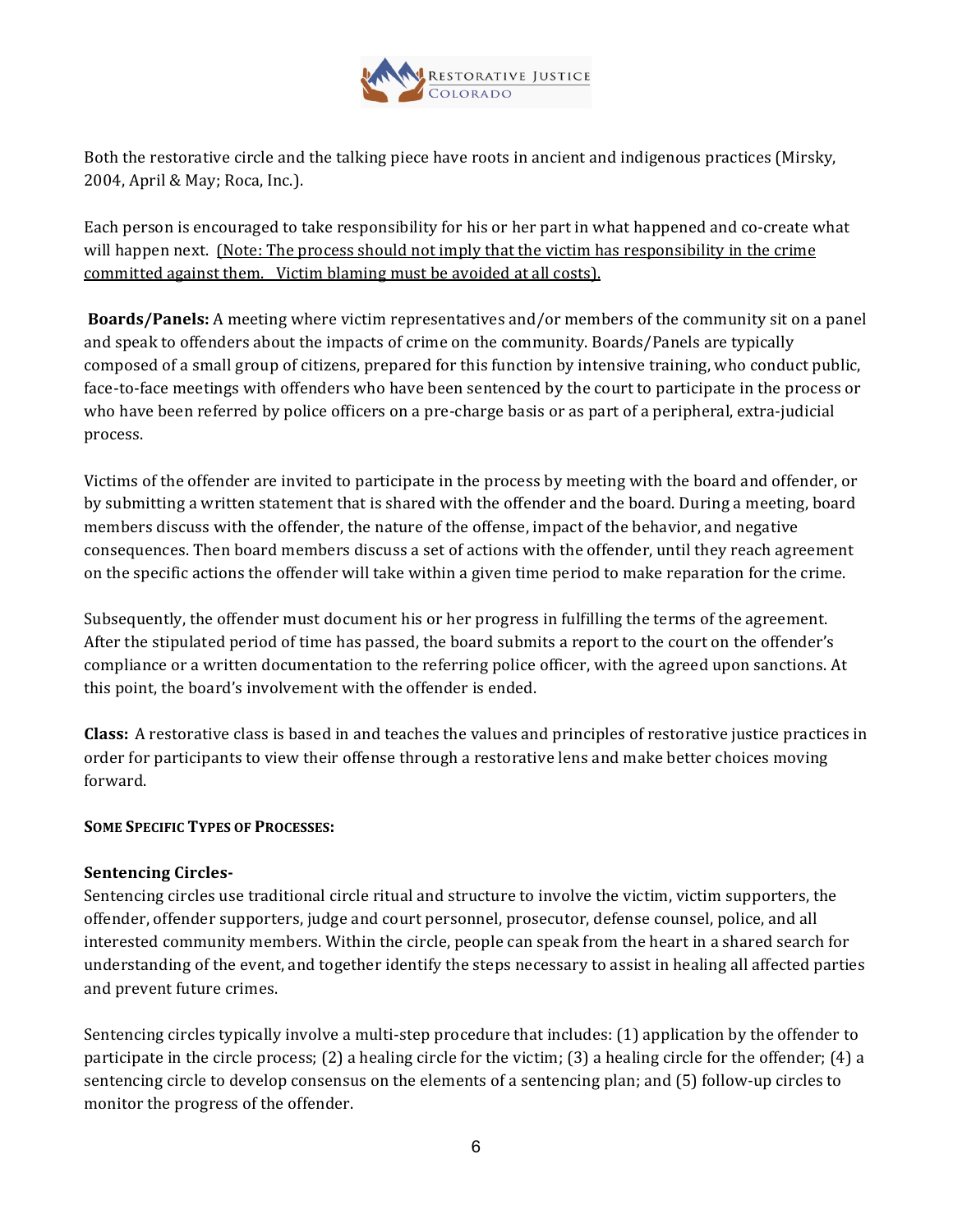Both the restorative circle and the talking piece have roots in ancient and indigenous practices (Mirsky, 2004, April & May; Roca, Inc.).

Each person is encouraged to take responsibility for his or her part in what happened and co-create what will happen next. <u>(Note: The process should not imply that the victim has responsibility in the crime committed against them. Victim blaming must be avoided at all costs).</u>

**Boards/Panels:** A meeting where victim representatives and/or members of the community sit on a panel and speak to offenders about the impacts of crime on the community. Boards/Panels are typically composed of a small group of citizens, prepared for this function by intensive training, who conduct public, face-to-face meetings with offenders who have been sentenced by the court to participate in the process or who have been referred by police officers on a pre-charge basis or as part of a peripheral, extra-judicial process.

Victims of the offender are invited to participate in the process by meeting with the board and offender, or by submitting a written statement that is shared with the offender and the board. During a meeting, board members discuss with the offender, the nature of the offense, impact of the behavior, and negative consequences. Then board members discuss a set of actions with the offender, until they reach agreement on the specific actions the offender will take within a given time period to make reparation for the crime.

Subsequently, the offender must document his or her progress in fulfilling the terms of the agreement. After the stipulated period of time has passed, the board submits a report to the court on the offender's compliance or a written documentation to the referring police officer, with the agreed upon sanctions. At this point, the board's involvement with the offender is ended.

**Class:** A restorative class is based in and teaches the values and principles of restorative justice practices in order for participants to view their offense through a restorative lens and make better choices moving forward.

**SOME SPECIFIC TYPES OF PROCESSES:**

**Sentencing Circles-**

Sentencing circles use traditional circle ritual and structure to involve the victim, victim supporters, the offender, offender supporters, judge and court personnel, prosecutor, defense counsel, police, and all interested community members. Within the circle, people can speak from the heart in a shared search for understanding of the event, and together identify the steps necessary to assist in healing all affected parties and prevent future crimes.

Sentencing circles typically involve a multi-step procedure that includes: (1) application by the offender to participate in the circle process; (2) a healing circle for the victim; (3) a healing circle for the offender; (4) a sentencing circle to develop consensus on the elements of a sentencing plan; and (5) follow-up circles to monitor the progress of the offender.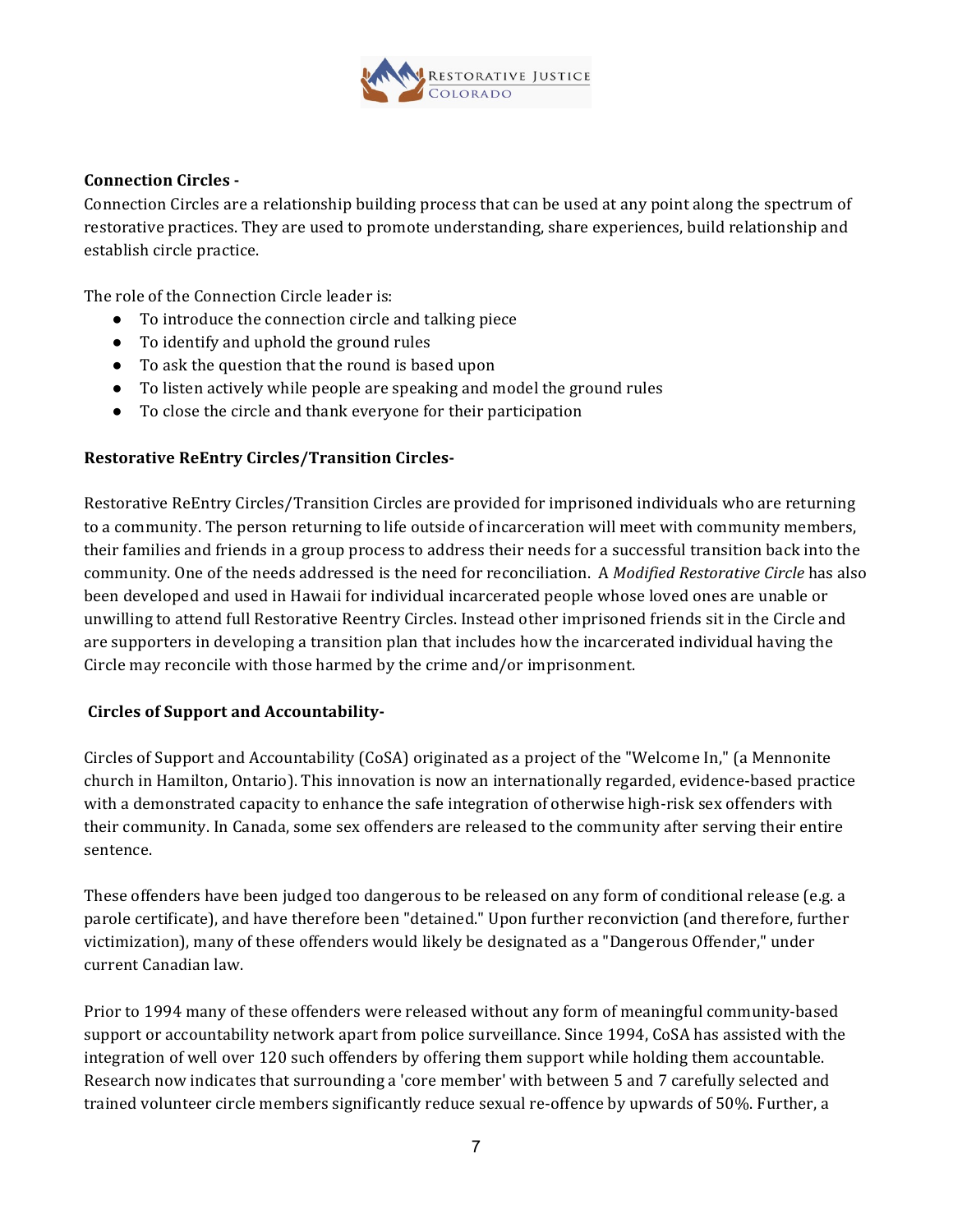**Connection Circles -**

Connection Circles are a relationship building process that can be used at any point along the spectrum of restorative practices. They are used to promote understanding, share experiences, build relationship and establish circle practice.

The role of the Connection Circle leader is:

- To introduce the connection circle and talking piece
- To identify and uphold the ground rules
- To ask the question that the round is based upon
- To listen actively while people are speaking and model the ground rules
- To close the circle and thank everyone for their participation

**Restorative ReEntry Circles/Transition Circles-**

Restorative ReEntry Circles/Transition Circles are provided for imprisoned individuals who are returning to a community. The person returning to life outside of incarceration will meet with community members, their families and friends in a group process to address their needs for a successful transition back into the community. One of the needs addressed is the need for reconciliation. A *Modified Restorative Circle* has also been developed and used in Hawaii for individual incarcerated people whose loved ones are unable or unwilling to attend full Restorative Reentry Circles. Instead other imprisoned friends sit in the Circle and are supporters in developing a transition plan that includes how the incarcerated individual having the Circle may reconcile with those harmed by the crime and/or imprisonment.

**Circles of Support and Accountability-**

Circles of Support and Accountability (CoSA) originated as a project of the "Welcome In," (a Mennonite church in Hamilton, Ontario). This innovation is now an internationally regarded, evidence-based practice with a demonstrated capacity to enhance the safe integration of otherwise high-risk sex offenders with their community. In Canada, some sex offenders are released to the community after serving their entire sentence.

These offenders have been judged too dangerous to be released on any form of conditional release (e.g. a parole certificate), and have therefore been "detained." Upon further reconviction (and therefore, further victimization), many of these offenders would likely be designated as a "Dangerous Offender," under current Canadian law.

Prior to 1994 many of these offenders were released without any form of meaningful community-based support or accountability network apart from police surveillance. Since 1994, CoSA has assisted with the integration of well over 120 such offenders by offering them support while holding them accountable. Research now indicates that surrounding a 'core member' with between 5 and 7 carefully selected and trained volunteer circle members significantly reduce sexual re-offence by upwards of 50%. Further, a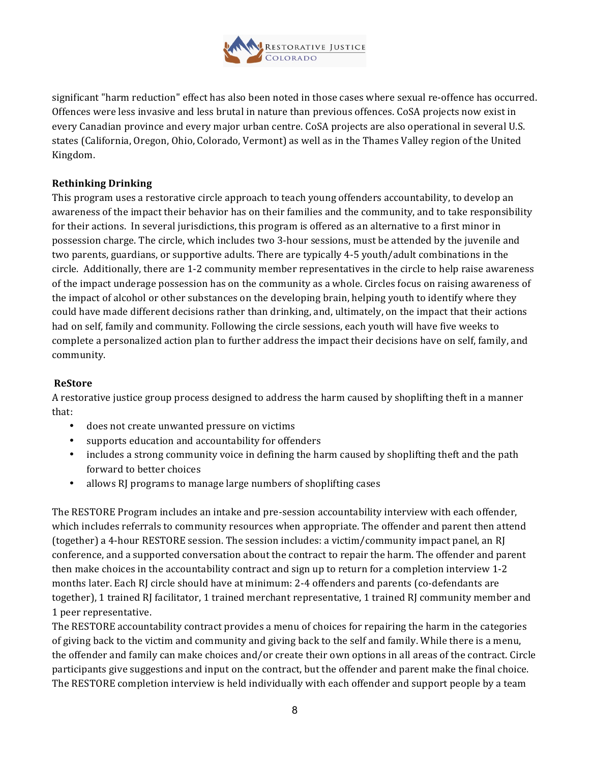significant "harm reduction" effect has also been noted in those cases where sexual re-offence has occurred. Offences were less invasive and less brutal in nature than previous offences. CoSA projects now exist in every Canadian province and every major urban centre. CoSA projects are also operational in several U.S. states (California, Oregon, Ohio, Colorado, Vermont) as well as in the Thames Valley region of the United Kingdom.

**Rethinking Drinking**

This program uses a restorative circle approach to teach young offenders accountability, to develop an awareness of the impact their behavior has on their families and the community, and to take responsibility for their actions. In several jurisdictions, this program is offered as an alternative to a first minor in possession charge. The circle, which includes two 3-hour sessions, must be attended by the juvenile and two parents, guardians, or supportive adults. There are typically 4-5 youth/adult combinations in the circle. Additionally, there are 1-2 community member representatives in the circle to help raise awareness of the impact underage possession has on the community as a whole. Circles focus on raising awareness of the impact of alcohol or other substances on the developing brain, helping youth to identify where they could have made different decisions rather than drinking, and, ultimately, on the impact that their actions had on self, family and community. Following the circle sessions, each youth will have five weeks to complete a personalized action plan to further address the impact their decisions have on self, family, and community.

**ReStore**

A restorative justice group process designed to address the harm caused by shoplifting theft in a manner that:

- does not create unwanted pressure on victims
- supports education and accountability for offenders
- includes a strong community voice in defining the harm caused by shoplifting theft and the path forward to better choices
- allows RJ programs to manage large numbers of shoplifting cases

The RESTORE Program includes an intake and pre-session accountability interview with each offender, which includes referrals to community resources when appropriate. The offender and parent then attend (together) a 4-hour RESTORE session. The session includes: a victim/community impact panel, an RJ conference, and a supported conversation about the contract to repair the harm. The offender and parent then make choices in the accountability contract and sign up to return for a completion interview 1-2 months later. Each RJ circle should have at minimum: 2-4 offenders and parents (co-defendants are together), 1 trained RJ facilitator, 1 trained merchant representative, 1 trained RJ community member and 1 peer representative.

The RESTORE accountability contract provides a menu of choices for repairing the harm in the categories of giving back to the victim and community and giving back to the self and family. While there is a menu, the offender and family can make choices and/or create their own options in all areas of the contract. Circle participants give suggestions and input on the contract, but the offender and parent make the final choice. The RESTORE completion interview is held individually with each offender and support people by a team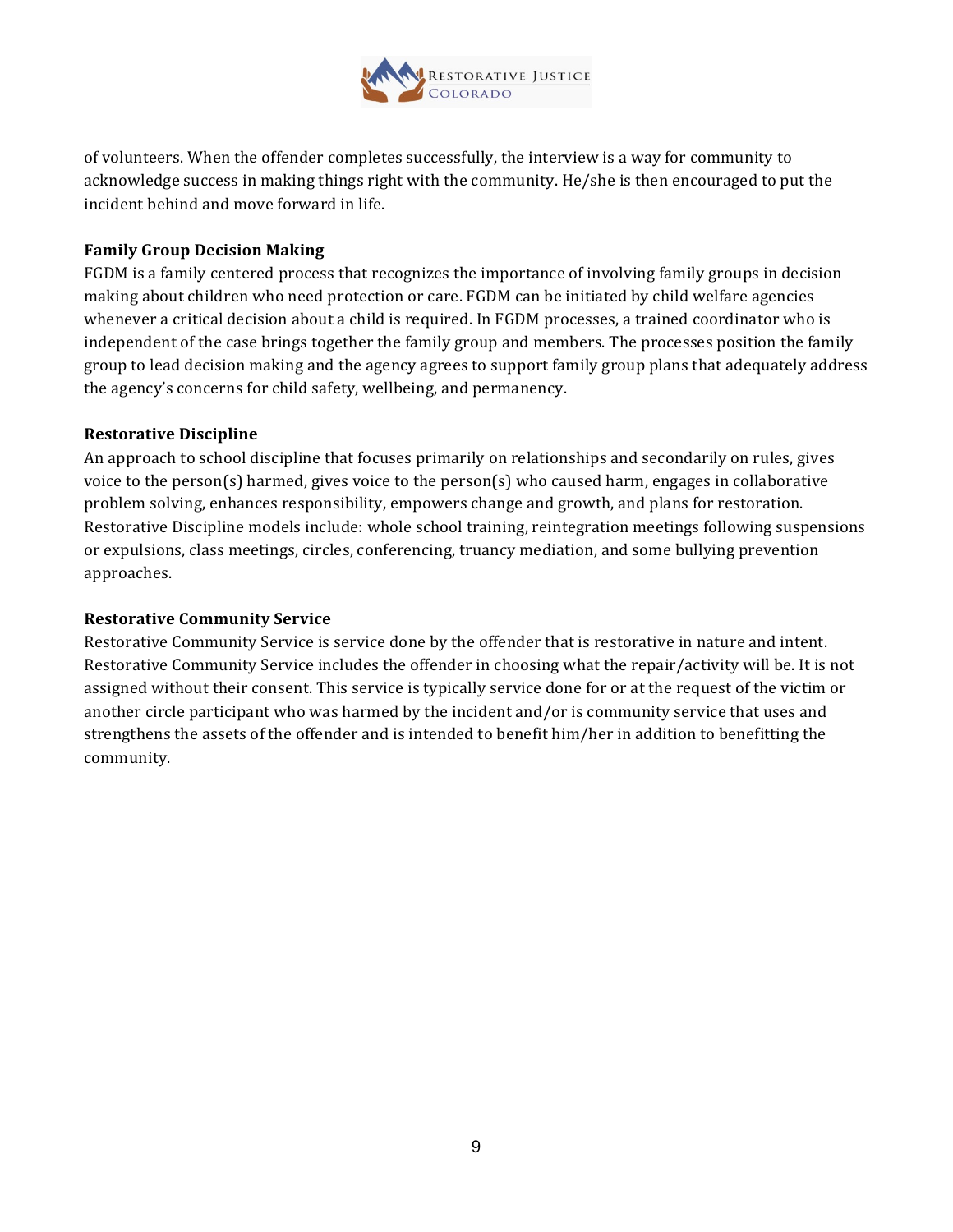of volunteers. When the offender completes successfully, the interview is a way for community to acknowledge success in making things right with the community. He/she is then encouraged to put the incident behind and move forward in life.

**Family Group Decision Making**

FGDM is a family centered process that recognizes the importance of involving family groups in decision making about children who need protection or care. FGDM can be initiated by child welfare agencies whenever a critical decision about a child is required. In FGDM processes, a trained coordinator who is independent of the case brings together the family group and members. The processes position the family group to lead decision making and the agency agrees to support family group plans that adequately address the agency's concerns for child safety, wellbeing, and permanency.

**Restorative Discipline**

An approach to school discipline that focuses primarily on relationships and secondarily on rules, gives voice to the person(s) harmed, gives voice to the person(s) who caused harm, engages in collaborative problem solving, enhances responsibility, empowers change and growth, and plans for restoration. Restorative Discipline models include: whole school training, reintegration meetings following suspensions or expulsions, class meetings, circles, conferencing, truancy mediation, and some bullying prevention approaches.

**Restorative Community Service**

Restorative Community Service is service done by the offender that is restorative in nature and intent. Restorative Community Service includes the offender in choosing what the repair/activity will be. It is not assigned without their consent. This service is typically service done for or at the request of the victim or another circle participant who was harmed by the incident and/or is community service that uses and strengthens the assets of the offender and is intended to benefit him/her in addition to benefitting the community.